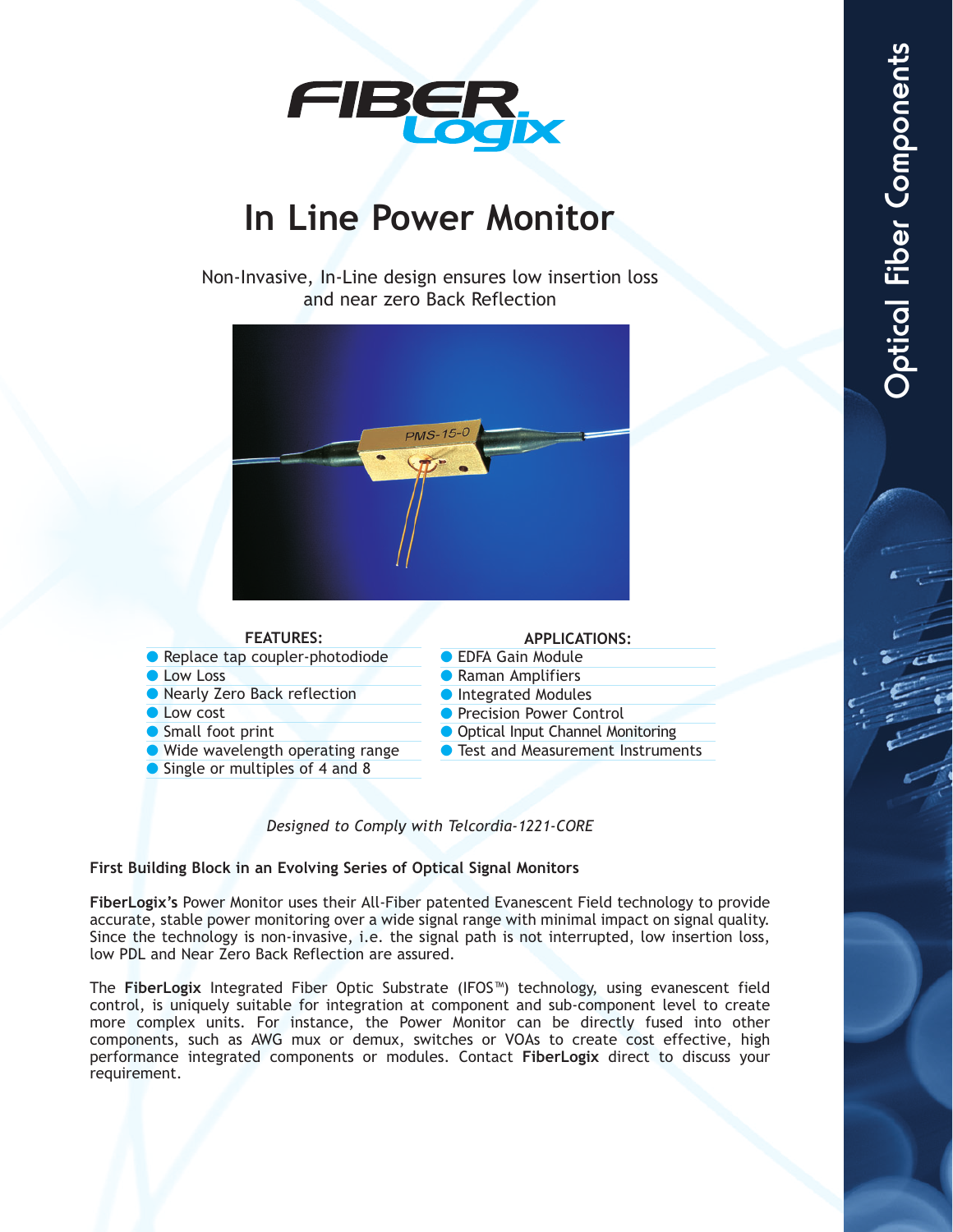# In Line Power Monitor

Non-Invasive, In-Line design ensures low insertion loss and near zero Back Reflection

**FEATURES:**

- Replace tap coupler-photodiode
- Low Loss
- Nearly Zero Back reflection
- Low cost
- Small foot print
- Wide wavelength operating range
- Single or multiples of 4 and 8

**APPLICATIONS:**

- EDFA Gain Module
- Raman Amplifiers
- Integrated Modules
- Precision Power Control
- Optical Input Channel Monitoring
- Test and Measurement Instruments

*Designed to Comply with Telcordia-1221-CORE*

**First Building Block in an Evolving Series of Optical Signal Monitors**

**FiberLogix's** Power Monitor uses their All-Fiber patented Evanescent Field technology to provide accurate, stable power monitoring over a wide signal range with minimal impact on signal quality. Since the technology is non-invasive, i.e. the signal path is not interrupted, low insertion loss, low PDL and Near Zero Back Reflection are assured.

The **FiberLogix** Integrated Fiber Optic Substrate (IFOS™) technology, using evanescent field control, is uniquely suitable for integration at component and sub-component level to create more complex units. For instance, the Power Monitor can be directly fused into other components, such as AWG mux or demux, switches or VOAs to create cost effective, high performance integrated components or modules. Contact **FiberLogix** direct to discuss your requirement.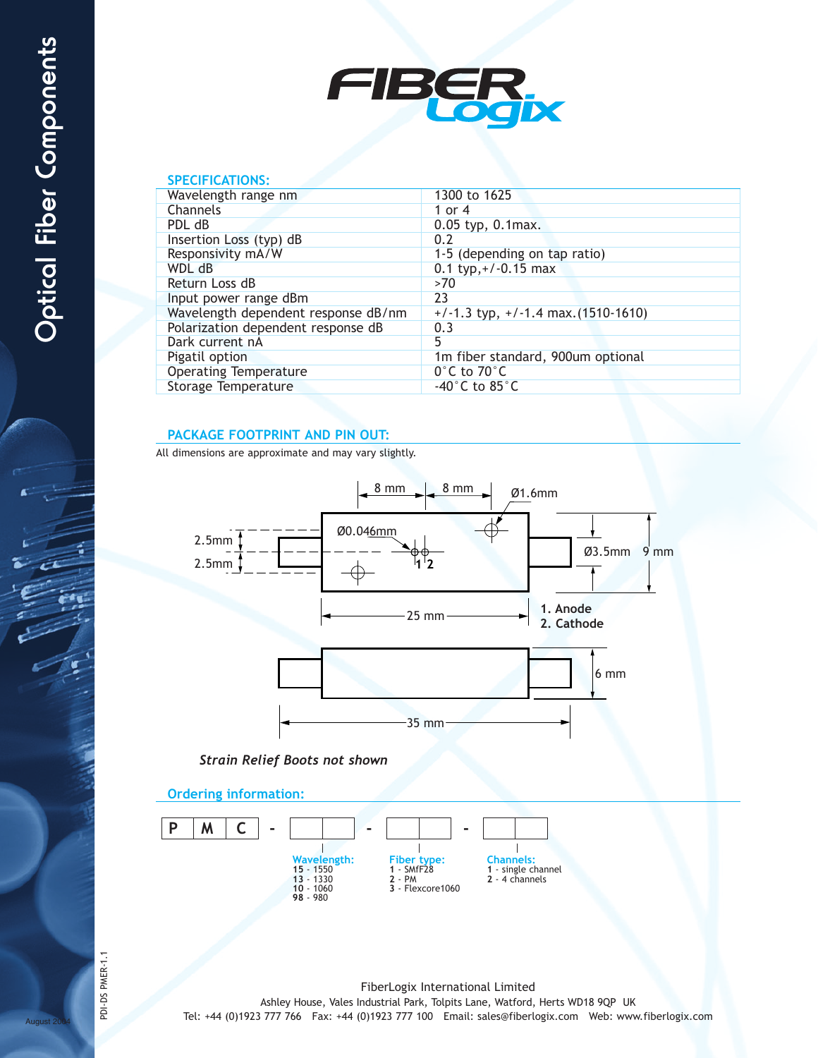FIBER Logix

## SPECIFICATIONS:

| | |
|---|---|
| Wavelength range nm | 1300 to 1625 |
| Channels | 1 or 4 |
| PDL dB | 0.05 typ, 0.1max. |
| Insertion Loss (typ) dB | 0.2 |
| Responsivity mA/W | 1-5 (depending on tap ratio) |
| WDL dB | 0.1 typ,+/-0.15 max |
| Return Loss dB | >70 |
| Input power range dBm | 23 |
| Wavelength dependent response dB/nm | +/-1.3 typ, +/-1.4 max.(1510-1610) |
| Polarization dependent response dB | 0.3 |
| Dark current nA | 5 |
| Pigatil option | 1m fiber standard, 900um optional |
| Operating Temperature | 0°C to 70°C |
| Storage Temperature | -40°C to 85°C |

## PACKAGE FOOTPRINT AND PIN OUT:

All dimensions are approximate and may vary slightly.

8 mm
8 mm
Ø1.6mm
Ø0.046mm
2.5mm
2.5mm
1 2
Ø3.5mm
9 mm
25 mm
1. Anode
2. Cathode
6 mm
35 mm

***Strain Relief Boots not shown***

## Ordering information:

P M C - [ ][ ] - [ ][ ] - [ ][ ]

**Wavelength:**
**15** - 1550
**13** - 1330
**10** - 1060
**98** - 980

**Fiber type:**
**1** - SMfF28
**2** - PM
**3** - Flexcore1060

**Channels:**
**1** - single channel
**2** - 4 channels

PDI-DS PMER-1.1

August 2004

FiberLogix International Limited
Ashley House, Vales Industrial Park, Tolpits Lane, Watford, Herts WD18 9QP UK
Tel: +44 (0)1923 777 766 Fax: +44 (0)1923 777 100 Email: sales@fiberlogix.com Web: www.fiberlogix.com